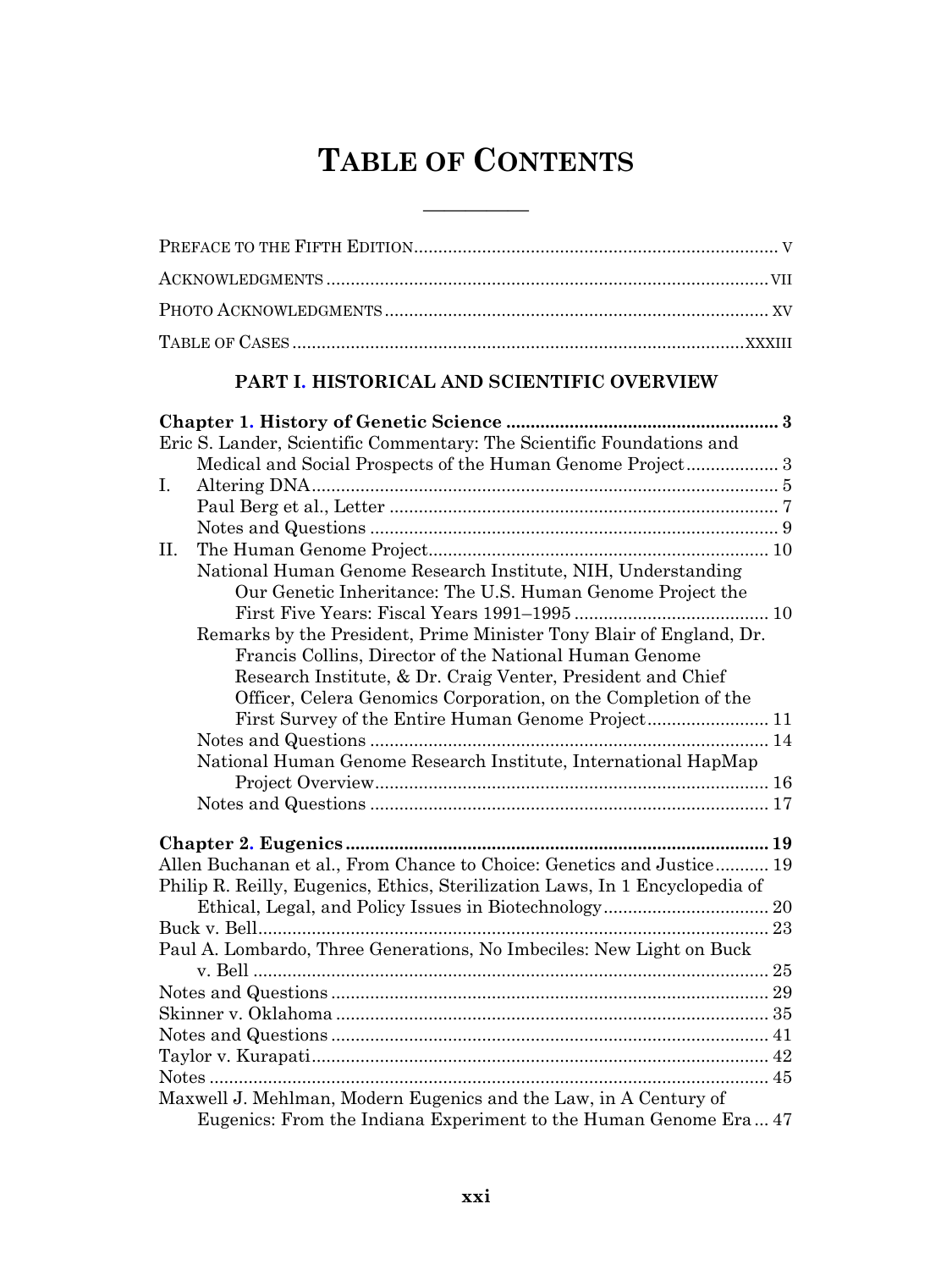# TABLE OF CONTENTS

PREFACE TO THE FIFTH EDITION .......... V

ACKNOWLEDGMENTS .......... VII

PHOTO ACKNOWLEDGMENTS .......... XV

TABLE OF CASES .......... XXXIII

## PART I. HISTORICAL AND SCIENTIFIC OVERVIEW

**Chapter 1. History of Genetic Science .......... 3**

Eric S. Lander, Scientific Commentary: The Scientific Foundations and Medical and Social Prospects of the Human Genome Project .......... 3

I. Altering DNA .......... 5
- Paul Berg et al., Letter .......... 7
- Notes and Questions .......... 9

II. The Human Genome Project .......... 10
- National Human Genome Research Institute, NIH, Understanding Our Genetic Inheritance: The U.S. Human Genome Project the First Five Years: Fiscal Years 1991–1995 .......... 10
- Remarks by the President, Prime Minister Tony Blair of England, Dr. Francis Collins, Director of the National Human Genome Research Institute, & Dr. Craig Venter, President and Chief Officer, Celera Genomics Corporation, on the Completion of the First Survey of the Entire Human Genome Project .......... 11
- Notes and Questions .......... 14
- National Human Genome Research Institute, International HapMap Project Overview .......... 16
- Notes and Questions .......... 17

**Chapter 2. Eugenics .......... 19**

Allen Buchanan et al., From Chance to Choice: Genetics and Justice .......... 19

Philip R. Reilly, Eugenics, Ethics, Sterilization Laws, In 1 Encyclopedia of Ethical, Legal, and Policy Issues in Biotechnology .......... 20

Buck v. Bell .......... 23

Paul A. Lombardo, Three Generations, No Imbeciles: New Light on Buck v. Bell .......... 25

Notes and Questions .......... 29

Skinner v. Oklahoma .......... 35

Notes and Questions .......... 41

Taylor v. Kurapati .......... 42

Notes .......... 45

Maxwell J. Mehlman, Modern Eugenics and the Law, in A Century of Eugenics: From the Indiana Experiment to the Human Genome Era .......... 47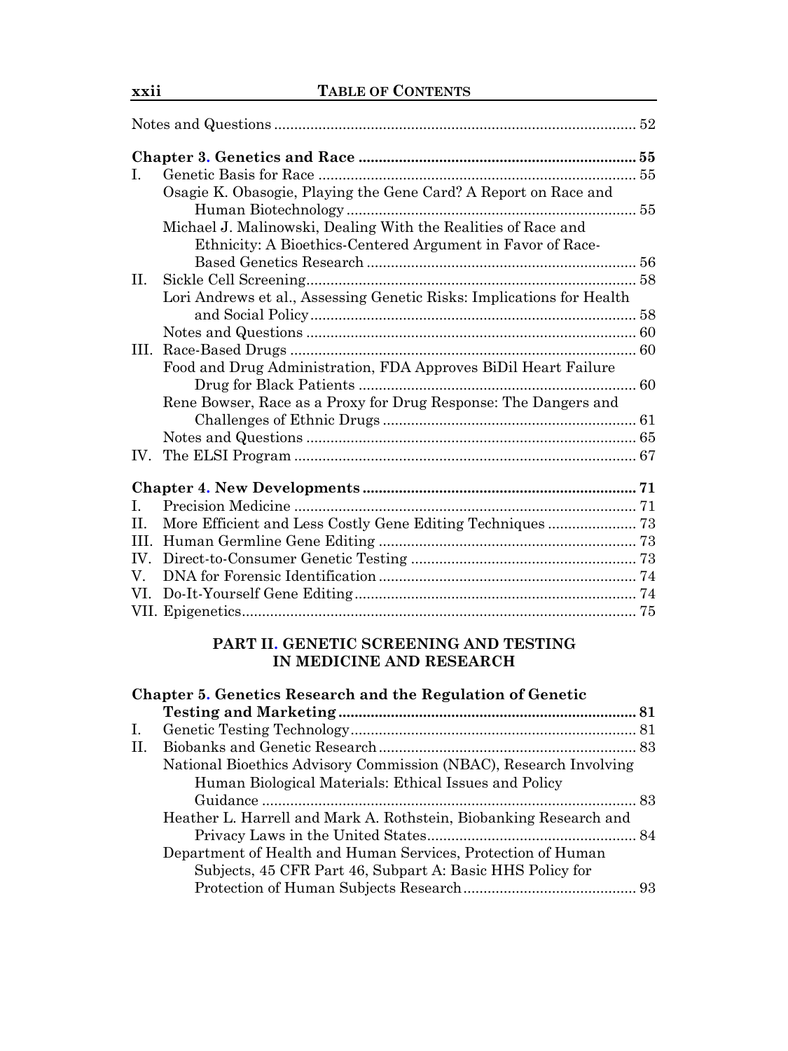Notes and Questions ..... 52

**Chapter 3. Genetics and Race ..... 55**

I. Genetic Basis for Race ..... 55
- Osagie K. Obasogie, Playing the Gene Card? A Report on Race and Human Biotechnology ..... 55
- Michael J. Malinowski, Dealing With the Realities of Race and Ethnicity: A Bioethics-Centered Argument in Favor of Race-Based Genetics Research ..... 56

II. Sickle Cell Screening ..... 58
- Lori Andrews et al., Assessing Genetic Risks: Implications for Health and Social Policy ..... 58
- Notes and Questions ..... 60

III. Race-Based Drugs ..... 60
- Food and Drug Administration, FDA Approves BiDil Heart Failure Drug for Black Patients ..... 60
- Rene Bowser, Race as a Proxy for Drug Response: The Dangers and Challenges of Ethnic Drugs ..... 61
- Notes and Questions ..... 65

IV. The ELSI Program ..... 67

**Chapter 4. New Developments ..... 71**

I. Precision Medicine ..... 71

II. More Efficient and Less Costly Gene Editing Techniques ..... 73

III. Human Germline Gene Editing ..... 73

IV. Direct-to-Consumer Genetic Testing ..... 73

V. DNA for Forensic Identification ..... 74

VI. Do-It-Yourself Gene Editing ..... 74

VII. Epigenetics ..... 75

## PART II. GENETIC SCREENING AND TESTING IN MEDICINE AND RESEARCH

**Chapter 5. Genetics Research and the Regulation of Genetic Testing and Marketing ..... 81**

I. Genetic Testing Technology ..... 81

II. Biobanks and Genetic Research ..... 83
- National Bioethics Advisory Commission (NBAC), Research Involving Human Biological Materials: Ethical Issues and Policy Guidance ..... 83
- Heather L. Harrell and Mark A. Rothstein, Biobanking Research and Privacy Laws in the United States ..... 84
- Department of Health and Human Services, Protection of Human Subjects, 45 CFR Part 46, Subpart A: Basic HHS Policy for Protection of Human Subjects Research ..... 93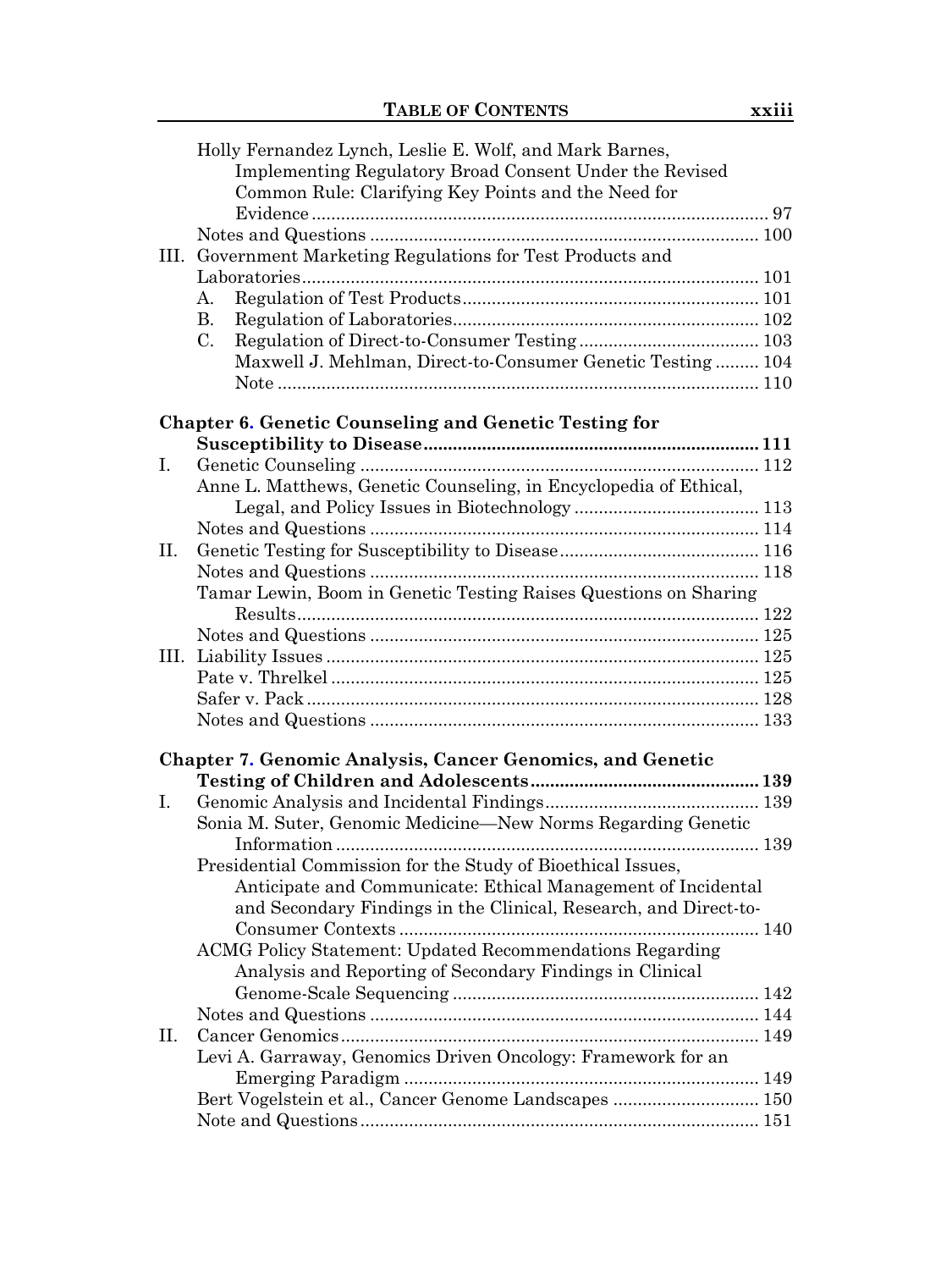Holly Fernandez Lynch, Leslie E. Wolf, and Mark Barnes, Implementing Regulatory Broad Consent Under the Revised Common Rule: Clarifying Key Points and the Need for Evidence ........ 97

Notes and Questions ........ 100

III. Government Marketing Regulations for Test Products and Laboratories ........ 101

- A. Regulation of Test Products ........ 101
- B. Regulation of Laboratories ........ 102
- C. Regulation of Direct-to-Consumer Testing ........ 103

  Maxwell J. Mehlman, Direct-to-Consumer Genetic Testing ........ 104

  Note ........ 110

**Chapter 6. Genetic Counseling and Genetic Testing for Susceptibility to Disease ........ 111**

I. Genetic Counseling ........ 112

Anne L. Matthews, Genetic Counseling, in Encyclopedia of Ethical, Legal, and Policy Issues in Biotechnology ........ 113

Notes and Questions ........ 114

II. Genetic Testing for Susceptibility to Disease ........ 116

Notes and Questions ........ 118

Tamar Lewin, Boom in Genetic Testing Raises Questions on Sharing Results ........ 122

Notes and Questions ........ 125

III. Liability Issues ........ 125

Pate v. Threlkel ........ 125

Safer v. Pack ........ 128

Notes and Questions ........ 133

**Chapter 7. Genomic Analysis, Cancer Genomics, and Genetic Testing of Children and Adolescents ........ 139**

I. Genomic Analysis and Incidental Findings ........ 139

Sonia M. Suter, Genomic Medicine—New Norms Regarding Genetic Information ........ 139

Presidential Commission for the Study of Bioethical Issues, Anticipate and Communicate: Ethical Management of Incidental and Secondary Findings in the Clinical, Research, and Direct-to-Consumer Contexts ........ 140

ACMG Policy Statement: Updated Recommendations Regarding Analysis and Reporting of Secondary Findings in Clinical Genome-Scale Sequencing ........ 142

Notes and Questions ........ 144

II. Cancer Genomics ........ 149

Levi A. Garraway, Genomics Driven Oncology: Framework for an Emerging Paradigm ........ 149

Bert Vogelstein et al., Cancer Genome Landscapes ........ 150

Note and Questions ........ 151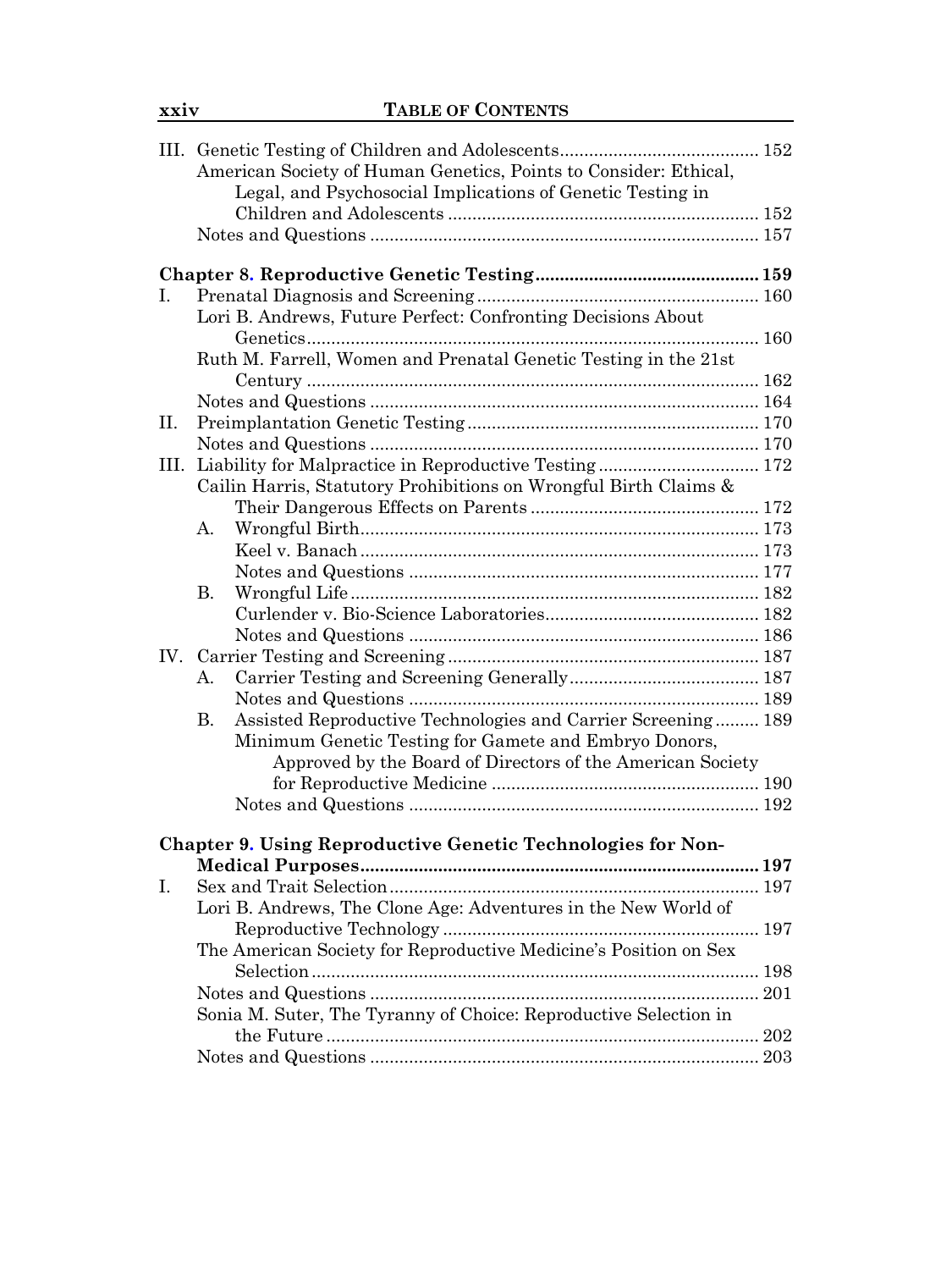III. Genetic Testing of Children and Adolescents ........................................ 152

American Society of Human Genetics, Points to Consider: Ethical, Legal, and Psychosocial Implications of Genetic Testing in Children and Adolescents ........................................ 152

Notes and Questions ........................................ 157

**Chapter 8. Reproductive Genetic Testing ........................................ 159**

I. Prenatal Diagnosis and Screening ........................................ 160

Lori B. Andrews, Future Perfect: Confronting Decisions About Genetics ........................................ 160

Ruth M. Farrell, Women and Prenatal Genetic Testing in the 21st Century ........................................ 162

Notes and Questions ........................................ 164

II. Preimplantation Genetic Testing ........................................ 170

Notes and Questions ........................................ 170

III. Liability for Malpractice in Reproductive Testing ........................................ 172

Cailin Harris, Statutory Prohibitions on Wrongful Birth Claims & Their Dangerous Effects on Parents ........................................ 172

A. Wrongful Birth ........................................ 173

Keel v. Banach ........................................ 173

Notes and Questions ........................................ 177

B. Wrongful Life ........................................ 182

Curlender v. Bio-Science Laboratories ........................................ 182

Notes and Questions ........................................ 186

IV. Carrier Testing and Screening ........................................ 187

A. Carrier Testing and Screening Generally ........................................ 187

Notes and Questions ........................................ 189

B. Assisted Reproductive Technologies and Carrier Screening ........................................ 189

Minimum Genetic Testing for Gamete and Embryo Donors, Approved by the Board of Directors of the American Society for Reproductive Medicine ........................................ 190

Notes and Questions ........................................ 192

**Chapter 9. Using Reproductive Genetic Technologies for Non-Medical Purposes ........................................ 197**

I. Sex and Trait Selection ........................................ 197

Lori B. Andrews, The Clone Age: Adventures in the New World of Reproductive Technology ........................................ 197

The American Society for Reproductive Medicine's Position on Sex Selection ........................................ 198

Notes and Questions ........................................ 201

Sonia M. Suter, The Tyranny of Choice: Reproductive Selection in the Future ........................................ 202

Notes and Questions ........................................ 203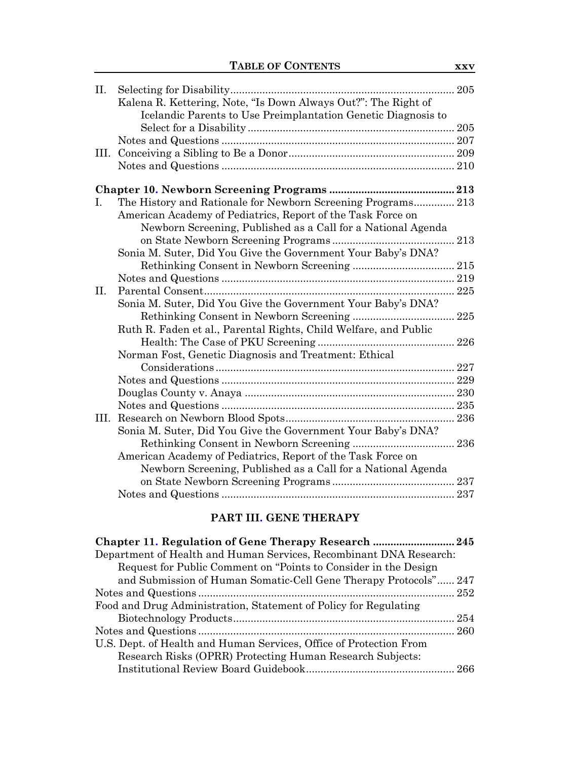II. Selecting for Disability ........ 205
  Kalena R. Kettering, Note, "Is Down Always Out?": The Right of Icelandic Parents to Use Preimplantation Genetic Diagnosis to Select for a Disability ........ 205
  Notes and Questions ........ 207
III. Conceiving a Sibling to Be a Donor ........ 209
  Notes and Questions ........ 210

**Chapter 10. Newborn Screening Programs ........ 213**
I. The History and Rationale for Newborn Screening Programs ........ 213
  American Academy of Pediatrics, Report of the Task Force on Newborn Screening, Published as a Call for a National Agenda on State Newborn Screening Programs ........ 213
  Sonia M. Suter, Did You Give the Government Your Baby's DNA? Rethinking Consent in Newborn Screening ........ 215
  Notes and Questions ........ 219
II. Parental Consent ........ 225
  Sonia M. Suter, Did You Give the Government Your Baby's DNA? Rethinking Consent in Newborn Screening ........ 225
  Ruth R. Faden et al., Parental Rights, Child Welfare, and Public Health: The Case of PKU Screening ........ 226
  Norman Fost, Genetic Diagnosis and Treatment: Ethical Considerations ........ 227
  Notes and Questions ........ 229
  Douglas County v. Anaya ........ 230
  Notes and Questions ........ 235
III. Research on Newborn Blood Spots ........ 236
  Sonia M. Suter, Did You Give the Government Your Baby's DNA? Rethinking Consent in Newborn Screening ........ 236
  American Academy of Pediatrics, Report of the Task Force on Newborn Screening, Published as a Call for a National Agenda on State Newborn Screening Programs ........ 237
  Notes and Questions ........ 237

## PART III. GENE THERAPY

**Chapter 11. Regulation of Gene Therapy Research ........ 245**
Department of Health and Human Services, Recombinant DNA Research: Request for Public Comment on "Points to Consider in the Design and Submission of Human Somatic-Cell Gene Therapy Protocols" ........ 247
Notes and Questions ........ 252
Food and Drug Administration, Statement of Policy for Regulating Biotechnology Products ........ 254
Notes and Questions ........ 260
U.S. Dept. of Health and Human Services, Office of Protection From Research Risks (OPRR) Protecting Human Research Subjects: Institutional Review Board Guidebook ........ 266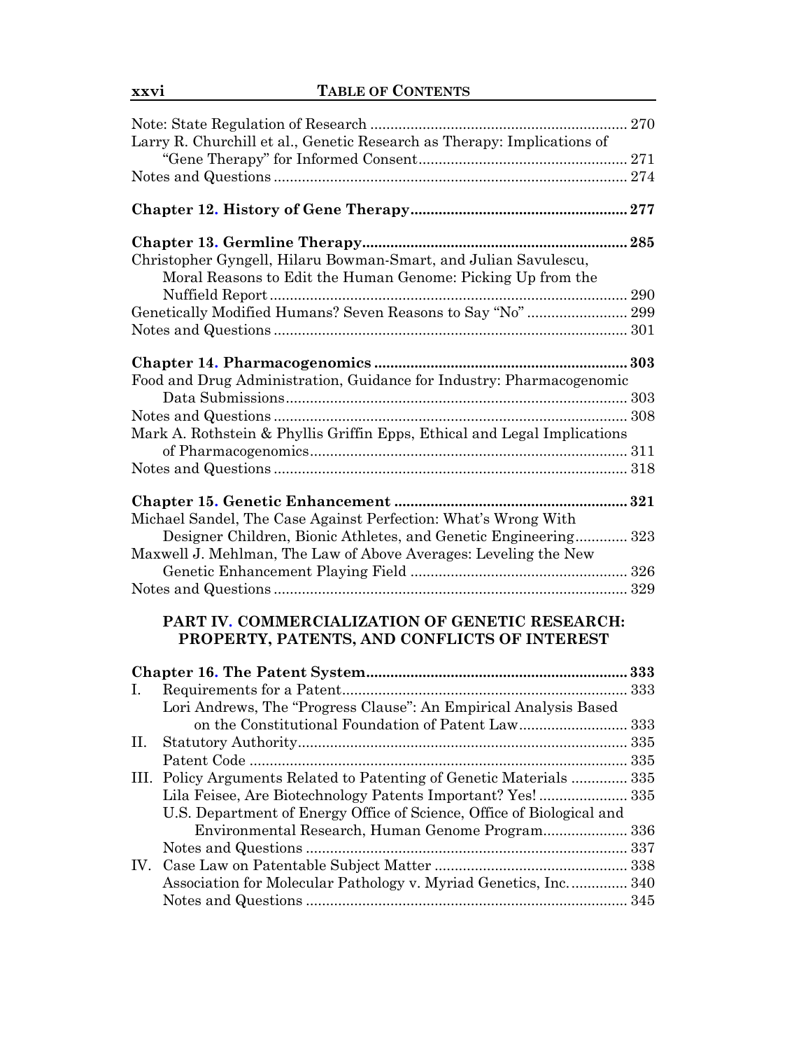Note: State Regulation of Research ................................................................ 270
Larry R. Churchill et al., Genetic Research as Therapy: Implications of "Gene Therapy" for Informed Consent.................................................... 271
Notes and Questions ........................................................................................ 274

**Chapter 12. History of Gene Therapy...................................................... 277**

**Chapter 13. Germline Therapy.................................................................. 285**
Christopher Gyngell, Hilaru Bowman-Smart, and Julian Savulescu, Moral Reasons to Edit the Human Genome: Picking Up from the Nuffield Report......................................................................................... 290
Genetically Modified Humans? Seven Reasons to Say "No" ......................... 299
Notes and Questions ........................................................................................ 301

**Chapter 14. Pharmacogenomics .............................................................. 303**
Food and Drug Administration, Guidance for Industry: Pharmacogenomic Data Submissions..................................................................................... 303
Notes and Questions ........................................................................................ 308
Mark A. Rothstein & Phyllis Griffin Epps, Ethical and Legal Implications of Pharmacogenomics.............................................................................. 311
Notes and Questions ........................................................................................ 318

**Chapter 15. Genetic Enhancement .......................................................... 321**
Michael Sandel, The Case Against Perfection: What's Wrong With Designer Children, Bionic Athletes, and Genetic Engineering............. 323
Maxwell J. Mehlman, The Law of Above Averages: Leveling the New Genetic Enhancement Playing Field ...................................................... 326
Notes and Questions ........................................................................................ 329

## PART IV. COMMERCIALIZATION OF GENETIC RESEARCH: PROPERTY, PATENTS, AND CONFLICTS OF INTEREST

**Chapter 16. The Patent System................................................................. 333**
I. Requirements for a Patent....................................................................... 333
   Lori Andrews, The "Progress Clause": An Empirical Analysis Based on the Constitutional Foundation of Patent Law........................... 333
II. Statutory Authority.................................................................................. 335
   Patent Code ............................................................................................. 335
III. Policy Arguments Related to Patenting of Genetic Materials .............. 335
   Lila Feisee, Are Biotechnology Patents Important? Yes! ...................... 335
   U.S. Department of Energy Office of Science, Office of Biological and Environmental Research, Human Genome Program..................... 336
   Notes and Questions ................................................................................ 337
IV. Case Law on Patentable Subject Matter ................................................ 338
   Association for Molecular Pathology v. Myriad Genetics, Inc............... 340
   Notes and Questions ................................................................................ 345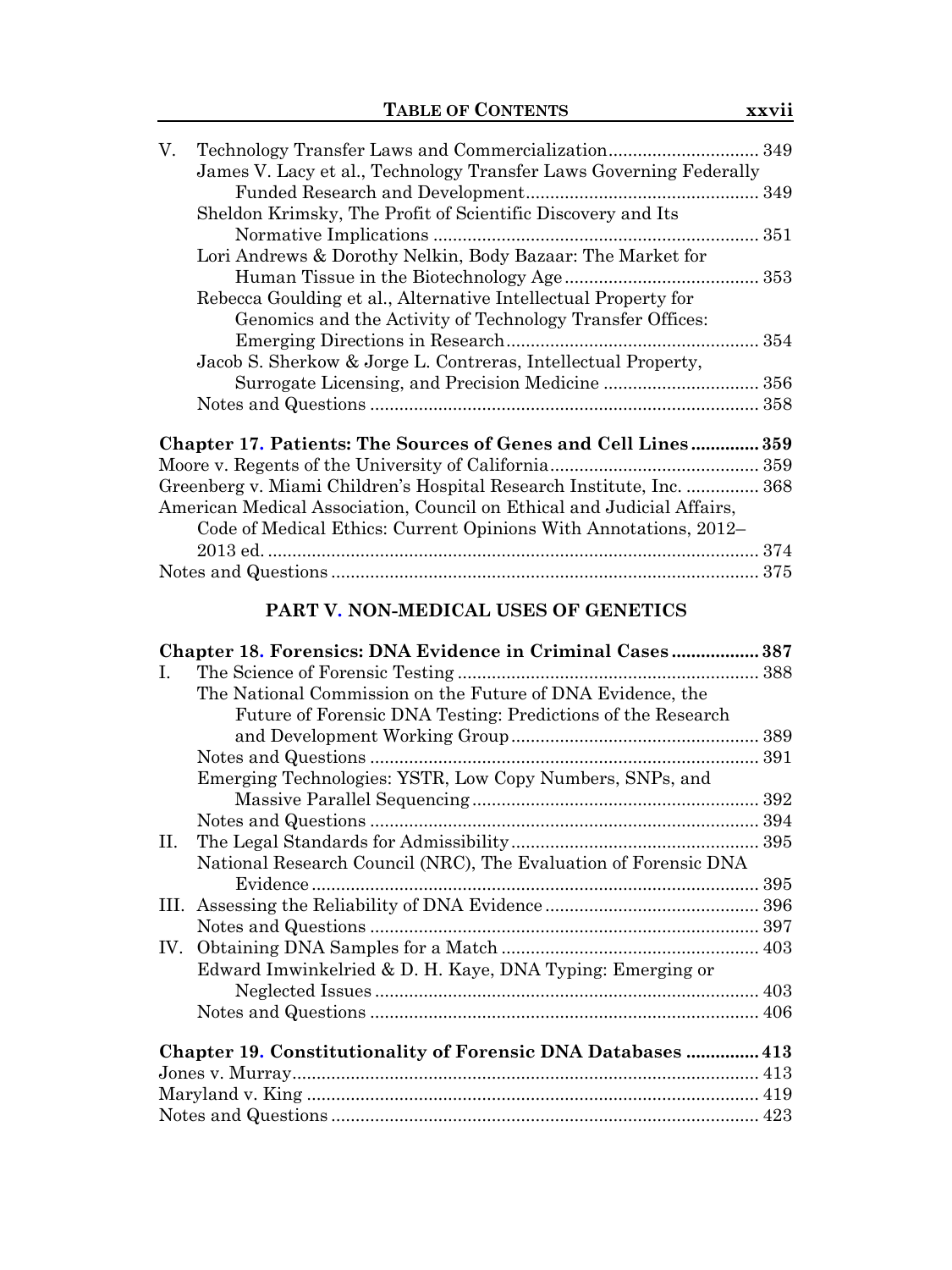V. Technology Transfer Laws and Commercialization ... 349
 James V. Lacy et al., Technology Transfer Laws Governing Federally Funded Research and Development ... 349
 Sheldon Krimsky, The Profit of Scientific Discovery and Its Normative Implications ... 351
 Lori Andrews & Dorothy Nelkin, Body Bazaar: The Market for Human Tissue in the Biotechnology Age ... 353
 Rebecca Goulding et al., Alternative Intellectual Property for Genomics and the Activity of Technology Transfer Offices: Emerging Directions in Research ... 354
 Jacob S. Sherkow & Jorge L. Contreras, Intellectual Property, Surrogate Licensing, and Precision Medicine ... 356
 Notes and Questions ... 358

**Chapter 17. Patients: The Sources of Genes and Cell Lines ... 359**

Moore v. Regents of the University of California ... 359
Greenberg v. Miami Children's Hospital Research Institute, Inc. ... 368
American Medical Association, Council on Ethical and Judicial Affairs, Code of Medical Ethics: Current Opinions With Annotations, 2012–2013 ed. ... 374
Notes and Questions ... 375

## PART V. NON-MEDICAL USES OF GENETICS

**Chapter 18. Forensics: DNA Evidence in Criminal Cases ... 387**

I. The Science of Forensic Testing ... 388
 The National Commission on the Future of DNA Evidence, the Future of Forensic DNA Testing: Predictions of the Research and Development Working Group ... 389
 Notes and Questions ... 391
 Emerging Technologies: YSTR, Low Copy Numbers, SNPs, and Massive Parallel Sequencing ... 392
 Notes and Questions ... 394
II. The Legal Standards for Admissibility ... 395
 National Research Council (NRC), The Evaluation of Forensic DNA Evidence ... 395
III. Assessing the Reliability of DNA Evidence ... 396
 Notes and Questions ... 397
IV. Obtaining DNA Samples for a Match ... 403
 Edward Imwinkelried & D. H. Kaye, DNA Typing: Emerging or Neglected Issues ... 403
 Notes and Questions ... 406

**Chapter 19. Constitutionality of Forensic DNA Databases ... 413**

Jones v. Murray ... 413
Maryland v. King ... 419
Notes and Questions ... 423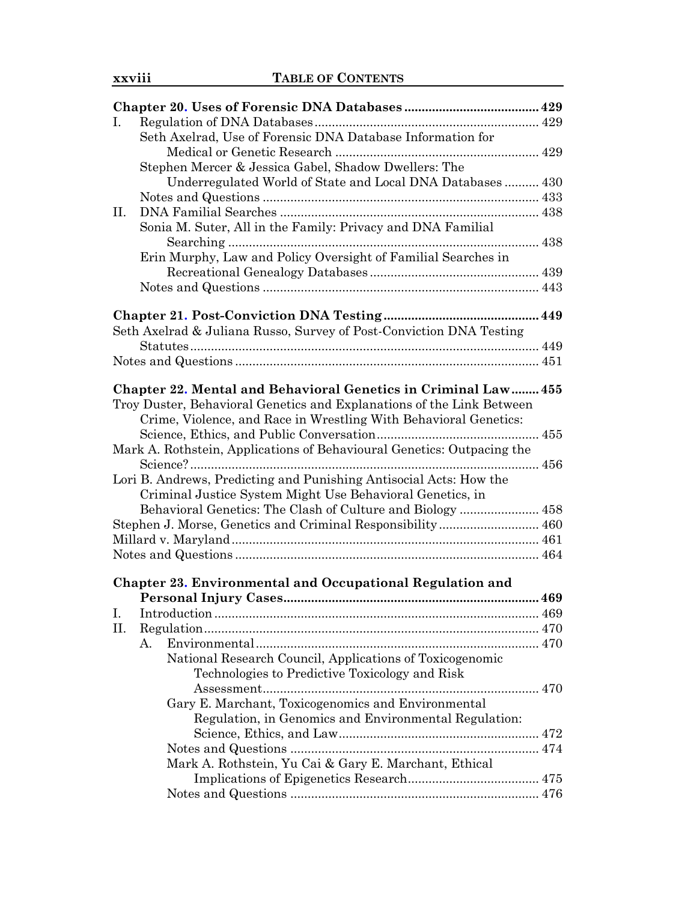**Chapter 20. Uses of Forensic DNA Databases** ........ 429

I. Regulation of DNA Databases ........ 429
   - Seth Axelrad, Use of Forensic DNA Database Information for Medical or Genetic Research ........ 429
   - Stephen Mercer & Jessica Gabel, Shadow Dwellers: The Underregulated World of State and Local DNA Databases ........ 430
   - Notes and Questions ........ 433

II. DNA Familial Searches ........ 438
   - Sonia M. Suter, All in the Family: Privacy and DNA Familial Searching ........ 438
   - Erin Murphy, Law and Policy Oversight of Familial Searches in Recreational Genealogy Databases ........ 439
   - Notes and Questions ........ 443

**Chapter 21. Post-Conviction DNA Testing** ........ 449

Seth Axelrad & Juliana Russo, Survey of Post-Conviction DNA Testing Statutes ........ 449

Notes and Questions ........ 451

**Chapter 22. Mental and Behavioral Genetics in Criminal Law** ........ 455

Troy Duster, Behavioral Genetics and Explanations of the Link Between Crime, Violence, and Race in Wrestling With Behavioral Genetics: Science, Ethics, and Public Conversation ........ 455

Mark A. Rothstein, Applications of Behavioural Genetics: Outpacing the Science? ........ 456

Lori B. Andrews, Predicting and Punishing Antisocial Acts: How the Criminal Justice System Might Use Behavioral Genetics, in Behavioral Genetics: The Clash of Culture and Biology ........ 458

Stephen J. Morse, Genetics and Criminal Responsibility ........ 460

Millard v. Maryland ........ 461

Notes and Questions ........ 464

**Chapter 23. Environmental and Occupational Regulation and Personal Injury Cases** ........ 469

I. Introduction ........ 469

II. Regulation ........ 470
   - A. Environmental ........ 470
     - National Research Council, Applications of Toxicogenomic Technologies to Predictive Toxicology and Risk Assessment ........ 470
     - Gary E. Marchant, Toxicogenomics and Environmental Regulation, in Genomics and Environmental Regulation: Science, Ethics, and Law ........ 472
     - Notes and Questions ........ 474
     - Mark A. Rothstein, Yu Cai & Gary E. Marchant, Ethical Implications of Epigenetics Research ........ 475
     - Notes and Questions ........ 476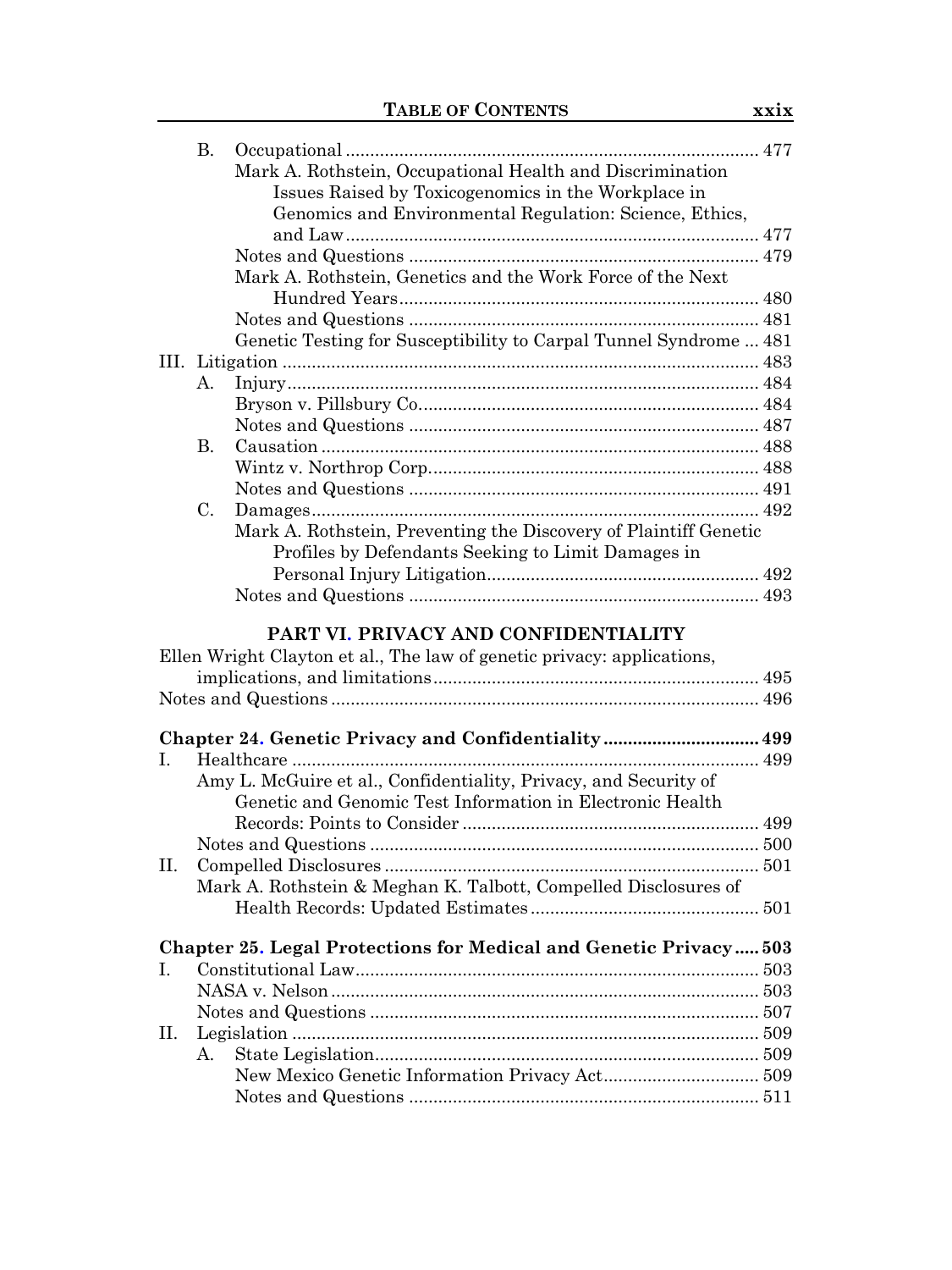B. Occupational ..... 477

Mark A. Rothstein, Occupational Health and Discrimination Issues Raised by Toxicogenomics in the Workplace in Genomics and Environmental Regulation: Science, Ethics, and Law ..... 477

Notes and Questions ..... 479

Mark A. Rothstein, Genetics and the Work Force of the Next Hundred Years ..... 480

Notes and Questions ..... 481

Genetic Testing for Susceptibility to Carpal Tunnel Syndrome ..... 481

III. Litigation ..... 483

A. Injury ..... 484

Bryson v. Pillsbury Co. ..... 484

Notes and Questions ..... 487

B. Causation ..... 488

Wintz v. Northrop Corp. ..... 488

Notes and Questions ..... 491

C. Damages ..... 492

Mark A. Rothstein, Preventing the Discovery of Plaintiff Genetic Profiles by Defendants Seeking to Limit Damages in Personal Injury Litigation ..... 492

Notes and Questions ..... 493

## PART VI. PRIVACY AND CONFIDENTIALITY

Ellen Wright Clayton et al., The law of genetic privacy: applications, implications, and limitations ..... 495

Notes and Questions ..... 496

**Chapter 24. Genetic Privacy and Confidentiality ..... 499**

I. Healthcare ..... 499

Amy L. McGuire et al., Confidentiality, Privacy, and Security of Genetic and Genomic Test Information in Electronic Health Records: Points to Consider ..... 499

Notes and Questions ..... 500

II. Compelled Disclosures ..... 501

Mark A. Rothstein & Meghan K. Talbott, Compelled Disclosures of Health Records: Updated Estimates ..... 501

**Chapter 25. Legal Protections for Medical and Genetic Privacy ..... 503**

I. Constitutional Law ..... 503

NASA v. Nelson ..... 503

Notes and Questions ..... 507

II. Legislation ..... 509

A. State Legislation ..... 509

New Mexico Genetic Information Privacy Act ..... 509

Notes and Questions ..... 511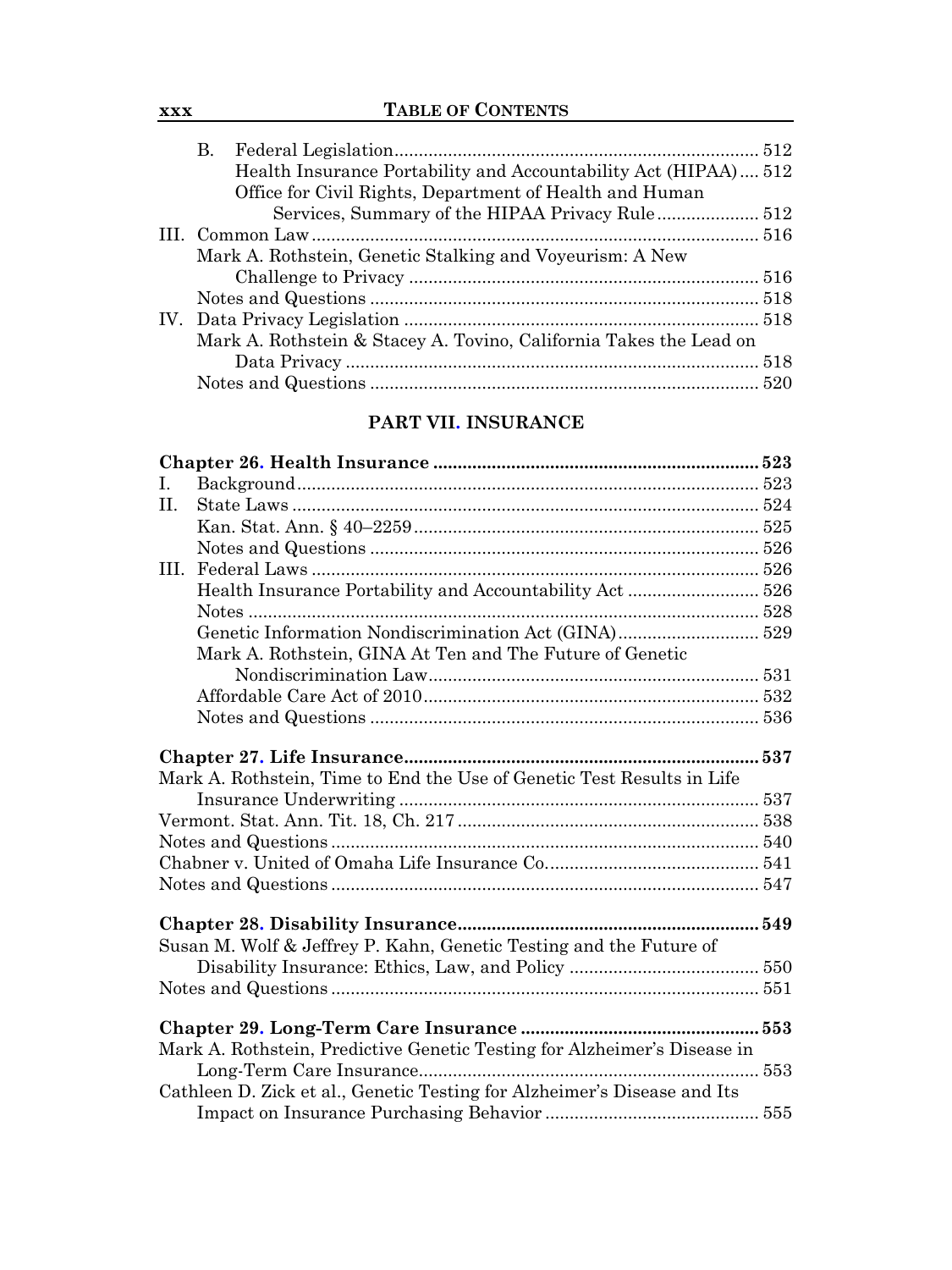B. Federal Legislation ... 512

Health Insurance Portability and Accountability Act (HIPAA) ... 512

Office for Civil Rights, Department of Health and Human Services, Summary of the HIPAA Privacy Rule ... 512

III. Common Law ... 516

Mark A. Rothstein, Genetic Stalking and Voyeurism: A New Challenge to Privacy ... 516

Notes and Questions ... 518

IV. Data Privacy Legislation ... 518

Mark A. Rothstein & Stacey A. Tovino, California Takes the Lead on Data Privacy ... 518

Notes and Questions ... 520

## PART VII. INSURANCE

**Chapter 26. Health Insurance ... 523**

I. Background ... 523

II. State Laws ... 524

Kan. Stat. Ann. § 40–2259 ... 525

Notes and Questions ... 526

III. Federal Laws ... 526

Health Insurance Portability and Accountability Act ... 526

Notes ... 528

Genetic Information Nondiscrimination Act (GINA) ... 529

Mark A. Rothstein, GINA At Ten and The Future of Genetic Nondiscrimination Law ... 531

Affordable Care Act of 2010 ... 532

Notes and Questions ... 536

**Chapter 27. Life Insurance ... 537**

Mark A. Rothstein, Time to End the Use of Genetic Test Results in Life Insurance Underwriting ... 537

Vermont. Stat. Ann. Tit. 18, Ch. 217 ... 538

Notes and Questions ... 540

Chabner v. United of Omaha Life Insurance Co. ... 541

Notes and Questions ... 547

**Chapter 28. Disability Insurance ... 549**

Susan M. Wolf & Jeffrey P. Kahn, Genetic Testing and the Future of Disability Insurance: Ethics, Law, and Policy ... 550

Notes and Questions ... 551

**Chapter 29. Long-Term Care Insurance ... 553**

Mark A. Rothstein, Predictive Genetic Testing for Alzheimer's Disease in Long-Term Care Insurance ... 553

Cathleen D. Zick et al., Genetic Testing for Alzheimer's Disease and Its Impact on Insurance Purchasing Behavior ... 555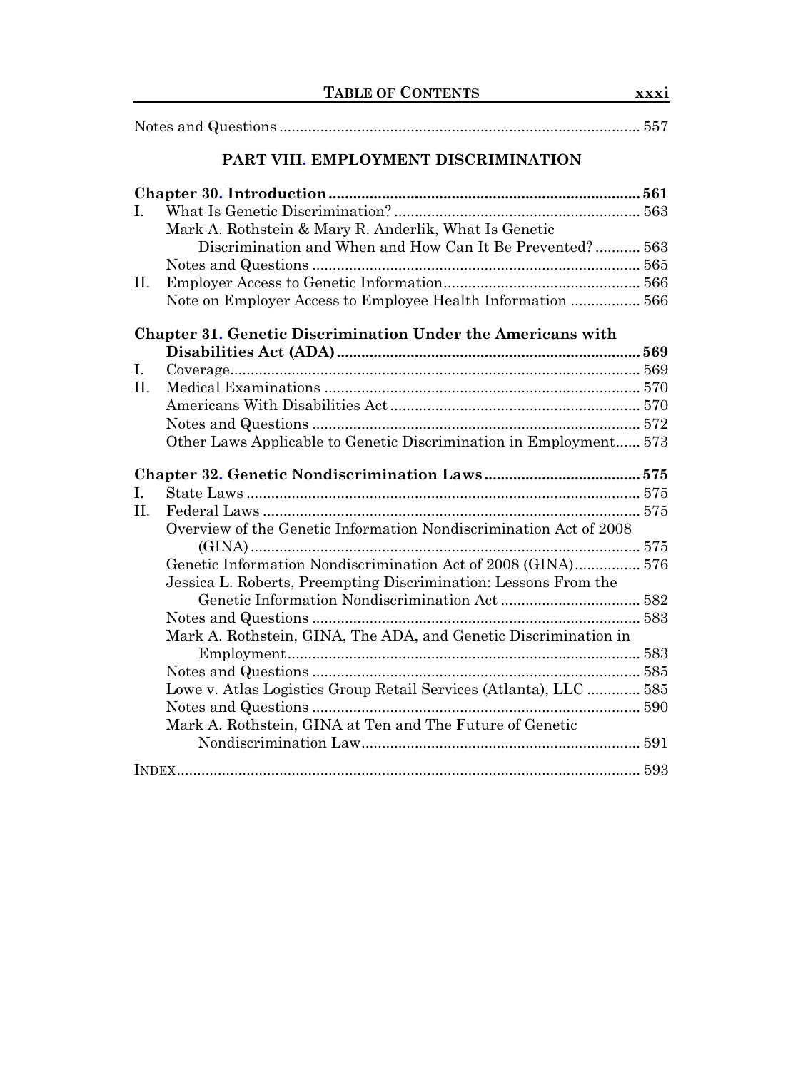Notes and Questions ........................................................................................ 557

## PART VIII. EMPLOYMENT DISCRIMINATION

**Chapter 30. Introduction** ........................................................................... **561**

I. What Is Genetic Discrimination? ........................................................... 563

Mark A. Rothstein & Mary R. Anderlik, What Is Genetic Discrimination and When and How Can It Be Prevented? ........... 563

Notes and Questions ............................................................................... 565

II. Employer Access to Genetic Information ................................................ 566

Note on Employer Access to Employee Health Information ................. 566

**Chapter 31. Genetic Discrimination Under the Americans with Disabilities Act (ADA)** ......................................................................... **569**

I. Coverage .................................................................................................. 569

II. Medical Examinations ............................................................................ 570

Americans With Disabilities Act ............................................................. 570

Notes and Questions ................................................................................ 572

Other Laws Applicable to Genetic Discrimination in Employment...... 573

**Chapter 32. Genetic Nondiscrimination Laws** ...................................... **575**

I. State Laws ................................................................................................ 575

II. Federal Laws ........................................................................................... 575

Overview of the Genetic Information Nondiscrimination Act of 2008 (GINA) ............................................................................... 575

Genetic Information Nondiscrimination Act of 2008 (GINA)................ 576

Jessica L. Roberts, Preempting Discrimination: Lessons From the Genetic Information Nondiscrimination Act .................................. 582

Notes and Questions ................................................................................ 583

Mark A. Rothstein, GINA, The ADA, and Genetic Discrimination in Employment ...................................................................................... 583

Notes and Questions ................................................................................ 585

Lowe v. Atlas Logistics Group Retail Services (Atlanta), LLC ............. 585

Notes and Questions ................................................................................ 590

Mark A. Rothstein, GINA at Ten and The Future of Genetic Nondiscrimination Law.................................................................... 591

INDEX ................................................................................................................ 593